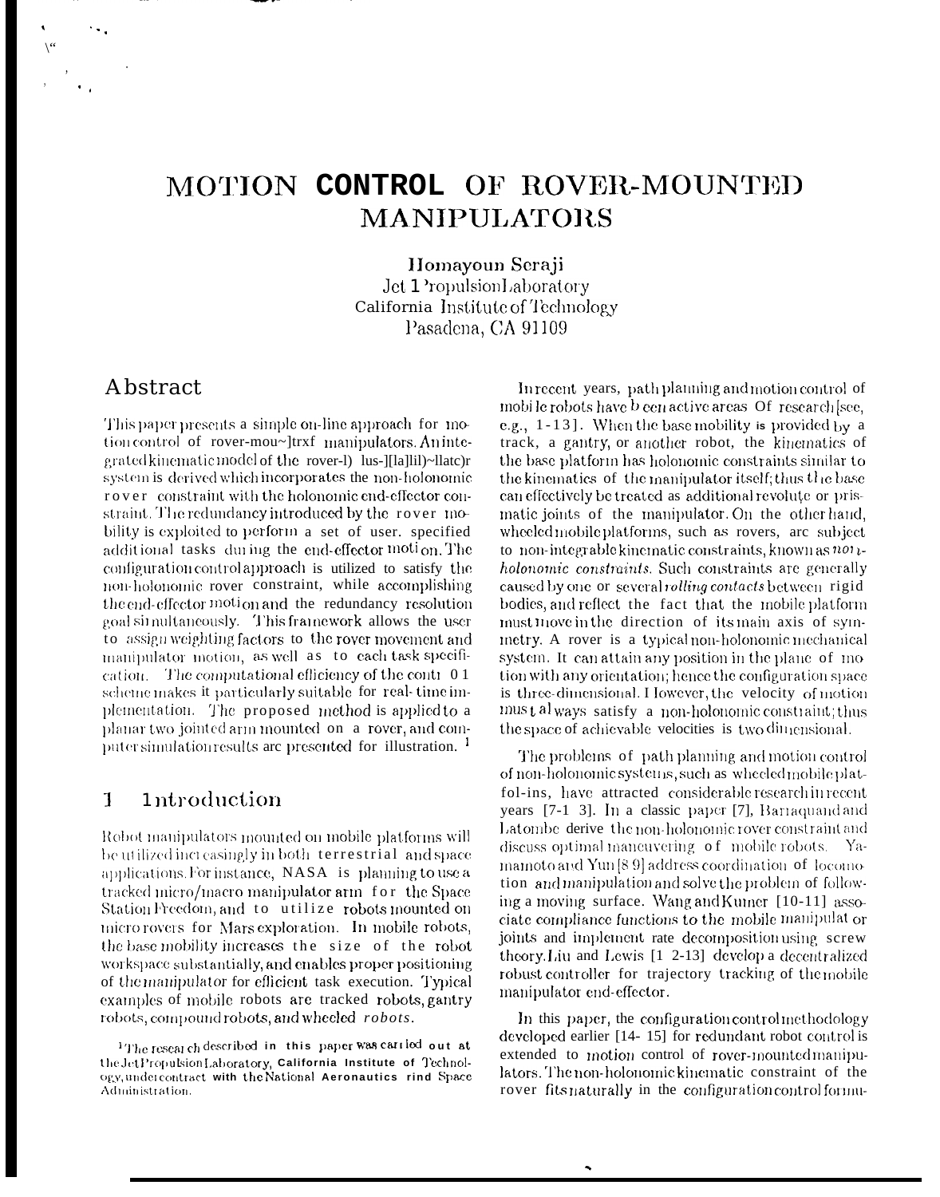# MOTION CONTROL OF ROVER-MOUNTED MANIPULATORS

**Homayoun Seraji**
Jet Propulsion Laboratory
California Institute of Technology
Pasadena, CA 91109

## Abstract

This paper presents a simple on-line approach for motion control of rover-mounted manipulators. An integrated kinematic model of the rover-plus-manipulator system is derived which incorporates the non-holonomic rover constraint with the holonomic end-effector constraint. The redundancy introduced by the rover mobility is exploited to perform a set of user specified additional tasks during the end-effector motion. The configuration control approach is utilized to satisfy the non-holonomic rover constraint, while accomplishing the end-effector motion and the redundancy resolution goal simultaneously. This framework allows the user to assign weighting factors to the rover movement and manipulator motion, as well as to each task specification. The computational efficiency of the control scheme makes it particularly suitable for real-time implementation. The proposed method is applied to a planar two jointed arm mounted on a rover, and computer simulation results are presented for illustration. [1]

## 1 Introduction

Robot manipulators mounted on mobile platforms will be utilized increasingly in both terrestrial and space applications. For instance, NASA is planning to use a tracked micro/macro manipulator arm for the Space Station Freedom, and to utilize robots mounted on micro rovers for Mars exploration. In mobile robots, the base mobility increases the size of the robot workspace substantially, and enables proper positioning of the manipulator for efficient task execution. Typical examples of mobile robots are tracked robots, gantry robots, compound robots, and wheeled *robots*.

In recent years, path planning and motion control of mobile robots have been active areas of research [see, e.g., 1-13]. When the base mobility is provided by a track, a gantry, or another robot, the kinematics of the base platform has holonomic constraints similar to the kinematics of the manipulator itself; thus the base can effectively be treated as additional revolute or prismatic joints of the manipulator. On the other hand, wheeled mobile platforms, such as rovers, are subject to non-integrable kinematic constraints, known as *non-holonomic constraints*. Such constraints are generally caused by one or several *rolling contacts* between rigid bodies, and reflect the fact that the mobile platform must move in the direction of its main axis of symmetry. A rover is a typical non-holonomic mechanical system. It can attain any position in the plane of motion with any orientation; hence the configuration space is three-dimensional. However, the velocity of motion must always satisfy a non-holonomic constraint; thus the space of achievable velocities is two dimensional.

The problems of path planning and motion control of non-holonomic systems, such as wheeled mobile platforms, have attracted considerable research in recent years [7-13]. In a classic paper [7], Barraquand and Latombe derive the non-holonomic rover constraint and discuss optimal maneuvering of mobile robots. Yamamoto and Yun [8-9] address coordination of locomotion and manipulation and solve the problem of following a moving surface. Wang and Kumar [10-11] associate compliance functions to the mobile manipulator joints and implement rate decomposition using screw theory. Liu and Lewis [12-13] develop a decentralized robust controller for trajectory tracking of the mobile manipulator end-effector.

In this paper, the configuration control methodology developed earlier [14-15] for redundant robot control is extended to *motion* control of rover-mounted manipulators. The non-holonomic kinematic constraint of the rover fits naturally in the configuration control formu-

[1] The research described in this paper was carried out at the Jet Propulsion Laboratory, California Institute of Technology, under contract with the National Aeronautics and Space Administration.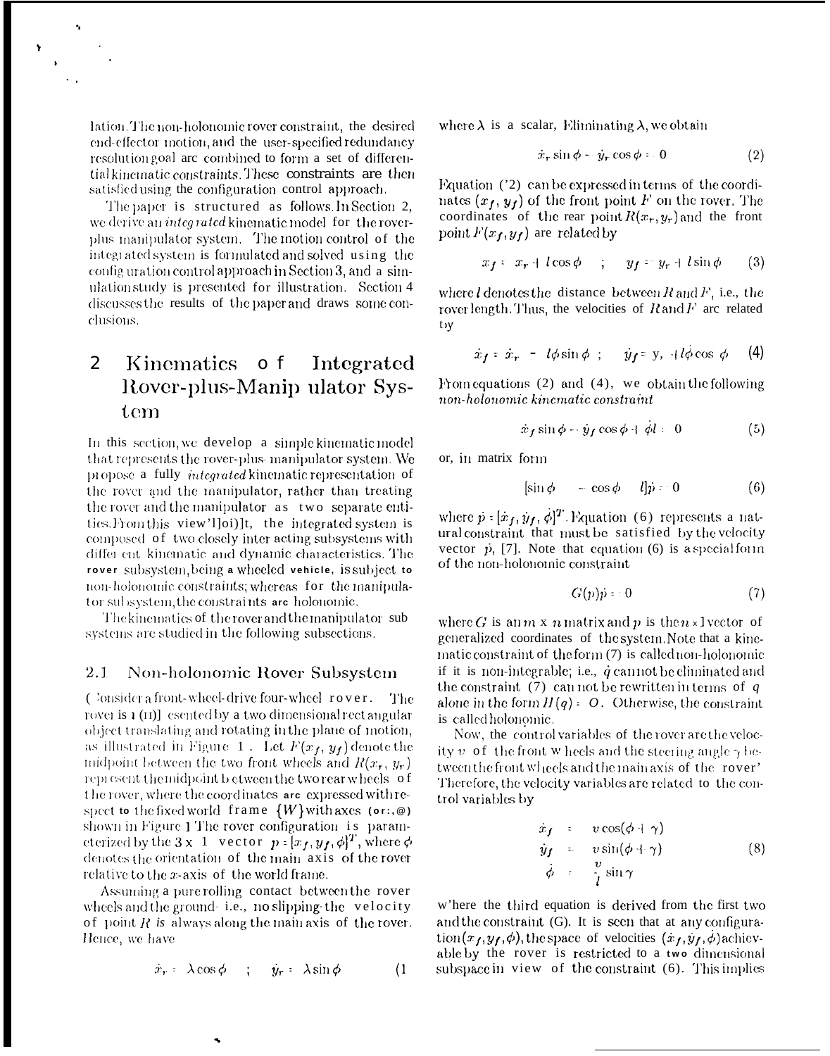lation. The non-holonomic rover constraint, the desired end-effector motion, and the user-specified redundancy resolution goal are combined to form a set of differential kinematic constraints. These constraints are then satisfied using the configuration control approach.

The paper is structured as follows. In Section 2, we derive an *integrated* kinematic model for the rover-plus manipulator system. The motion control of the integrated system is formulated and solved using the configuration control approach in Section 3, and a simulation study is presented for illustration. Section 4 discusses the results of the paper and draws some conclusions.

## 2 Kinematics of Integrated Rover-plus-Manipulator System

In this section, we develop a simple kinematic model that represents the rover-plus-manipulator system. We propose a fully *integrated* kinematic representation of the rover and the manipulator, rather than treating the rover and the manipulator as two separate entities. From this viewpoint, the integrated system is composed of two closely interacting subsystems with different kinematic and dynamic characteristics. The rover subsystem, being a wheeled vehicle, is subject to non-holonomic constraints; whereas for the manipulator subsystem, the constraints are holonomic.

The kinematics of the rover and the manipulator subsystems are studied in the following subsections.

### 2.1 Non-holonomic Rover Subsystem

Consider a front-wheel-drive four-wheel rover. The rover is represented by a two dimensional rectangular object translating and rotating in the plane of motion, as illustrated in Figure 1. Let $F(x_f, y_f)$ denote the midpoint between the two front wheels and $R(x_r, y_r)$ represent the midpoint between the two rear wheels of the rover, where the coordinates are expressed with respect to the fixed world frame $\{W\}$ with axes (or:,@) shown in Figure 1. The rover configuration is parameterized by the $3 \times 1$ vector $p = [x_f, y_f, \phi]^T$, where $\phi$ denotes the orientation of the main axis of the rover relative to the $x$-axis of the world frame.

Assuming a pure rolling contact between the rover wheels and the ground- i.e., no slipping- the velocity of point $R$ is always along the main axis of the rover. Hence, we have

$$\dot{x}_r = \lambda \cos\phi \quad ; \quad \dot{y}_r = \lambda \sin\phi \tag{1}$$

where $\lambda$ is a scalar, Eliminating $\lambda$, we obtain

$$\dot{x}_r \sin\phi - \dot{y}_r \cos\phi = 0 \tag{2}$$

Equation (2) can be expressed in terms of the coordinates $(x_f, y_f)$ of the front point $F$ on the rover. The coordinates of the rear point $R(x_r, y_r)$ and the front point $F(x_f, y_f)$ are related by

$$x_f = x_r + l\cos\phi \quad ; \quad y_f = y_r + l\sin\phi \tag{3}$$

where $l$ denotes the distance between $R$ and $F$, i.e., the rover length. Thus, the velocities of $R$ and $F$ are related by

$$\dot{x}_f = \dot{x}_r - l\dot{\phi}\sin\phi \quad ; \quad \dot{y}_f = \dot{y}_r + l\dot{\phi}\cos\phi \tag{4}$$

From equations (2) and (4), we obtain the following *non-holonomic kinematic constraint*

$$\dot{x}_f \sin\phi - \dot{y}_f \cos\phi + \dot{\phi} l = 0 \tag{5}$$

or, in matrix form

$$[\sin\phi \quad -\cos\phi \quad l]\dot{p} = 0 \tag{6}$$

where $\dot{p} = [\dot{x}_f, \dot{y}_f, \dot{\phi}]^T$. Equation (6) represents a natural constraint that must be satisfied by the velocity vector $\dot{p}$, [7]. Note that equation (6) is a special form of the non-holonomic constraint

$$G(p)\dot{p} = 0 \tag{7}$$

where $G$ is an $m \times n$ matrix and $p$ is the $n \times 1$ vector of generalized coordinates of the system. Note that a kinematic constraint of the form (7) is called non-holonomic if it is non-integrable; i.e., $\dot{q}$ cannot be eliminated and the constraint (7) can not be rewritten in terms of $q$ alone in the form $H(q) = O$. Otherwise, the constraint is called holonomic.

Now, the control variables of the rover are the velocity $v$ of the front wheels and the steering angle $\gamma$ between the front wheels and the main axis of the rover. Therefore, the velocity variables are related to the control variables by

$$\begin{aligned} \dot{x}_f &= v\cos(\phi + \gamma) \\ \dot{y}_f &= v\sin(\phi + \gamma) \\ \dot{\phi} &= \frac{v}{l}\sin\gamma \end{aligned} \tag{8}$$

where the third equation is derived from the first two and the constraint (G). It is seen that at any configuration $(x_f, y_f, \phi)$, the space of velocities $(\dot{x}_f, \dot{y}_f, \dot{\phi})$ achievable by the rover is restricted to a two dimensional subspace in view of the constraint (6). This implies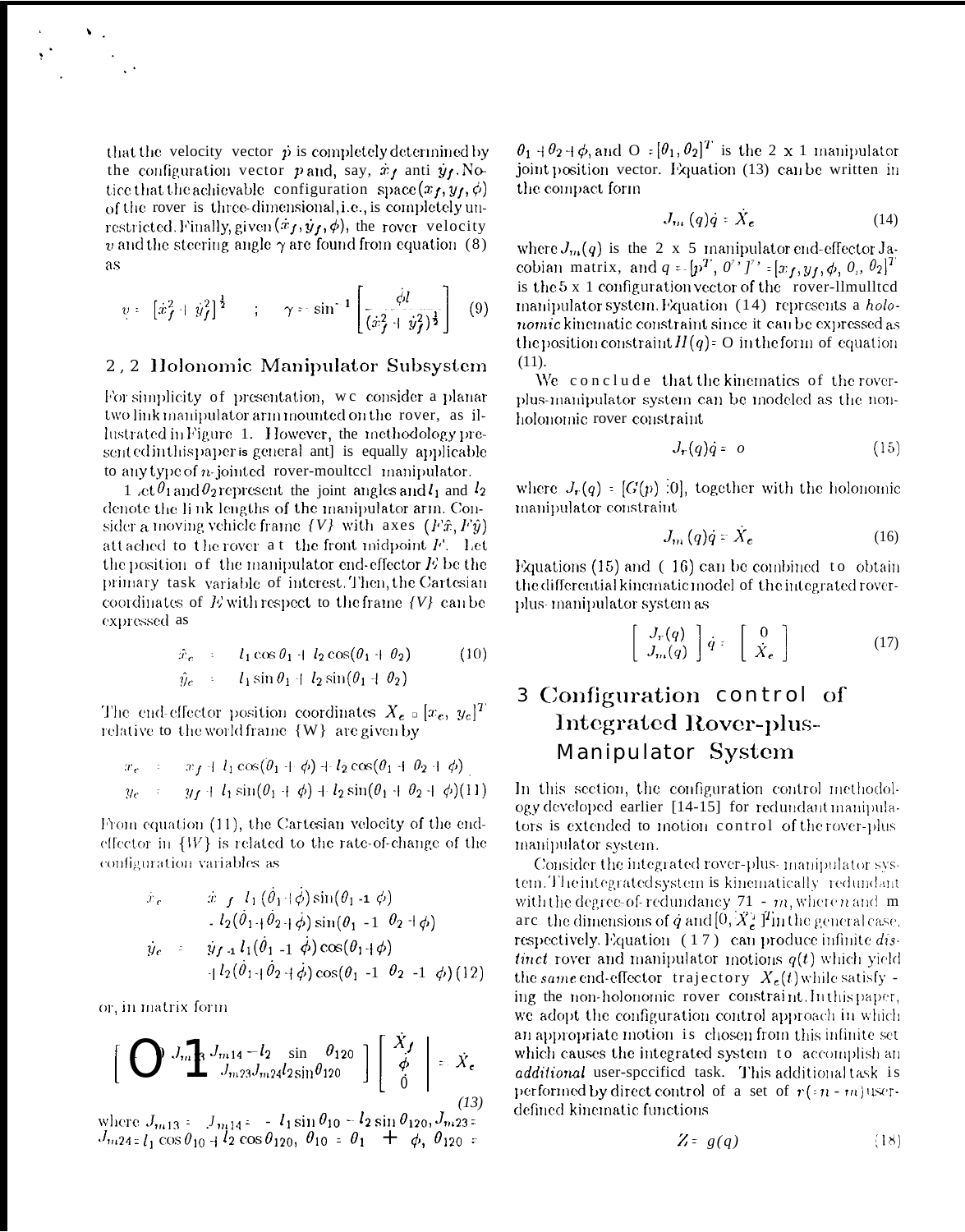that the velocity vector $\dot{p}$ is completely determined by the configuration vector $p$ and, say, $\dot{x}_f$ and $\dot{y}_f$. Notice that the achievable configuration space $(x_f, y_f, \phi)$ of the rover is three-dimensional, i.e., is completely unrestricted. Finally, given $(\dot{x}_f, \dot{y}_f, \phi)$, the rover velocity $v$ and the steering angle $\gamma$ are found from equation (8) as

$$v = \left[\dot{x}_f^2 + \dot{y}_f^2\right]^{\frac{1}{2}} \quad ; \quad \gamma = \sin^{-1}\left[\frac{\dot{\phi} l}{(\dot{x}_f^2 + \dot{y}_f^2)^{\frac{1}{2}}}\right] \tag{9}$$

## 2.2 Holonomic Manipulator Subsystem

For simplicity of presentation, we consider a planar two link manipulator arm mounted on the rover, as illustrated in Figure 1. However, the methodology presented in this paper is general and is equally applicable to any type of $n$-jointed rover-mounted manipulator.

Let $\theta_1$ and $\theta_2$ represent the joint angles and $l_1$ and $l_2$ denote the link lengths of the manipulator arm. Consider a moving vehicle frame $\{V\}$ with axes $(F\hat{x}, F\hat{y})$ attached to the rover at the front midpoint $F$. Let the position of the manipulator end-effector $E$ be the primary task variable of interest. Then, the Cartesian coordinates of $E$ with respect to the frame $\{V\}$ can be expressed as

$$\begin{aligned} \hat{x}_e &= l_1 \cos\theta_1 + l_2 \cos(\theta_1 + \theta_2) \\ \hat{y}_e &= l_1 \sin\theta_1 + l_2 \sin(\theta_1 + \theta_2) \end{aligned} \tag{10}$$

The end-effector position coordinates $X_e = [x_e, y_e]^T$ relative to the world frame $\{W\}$ are given by

$$\begin{aligned} x_e &= x_f + l_1 \cos(\theta_1 + \phi) + l_2 \cos(\theta_1 + \theta_2 + \phi) \\ y_e &= y_f + l_1 \sin(\theta_1 + \phi) + l_2 \sin(\theta_1 + \theta_2 + \phi) \end{aligned} \tag{11}$$

From equation (11), the Cartesian velocity of the end-effector in $\{W\}$ is related to the rate-of-change of the configuration variables as

$$\begin{aligned} \dot{x}_e &= \dot{x}_f - l_1(\dot{\theta}_1 + \dot{\phi})\sin(\theta_1 + \phi) \\ &\quad - l_2(\dot{\theta}_1 + \dot{\theta}_2 + \dot{\phi})\sin(\theta_1 + \theta_2 + \phi) \\ \dot{y}_e &= \dot{y}_f + l_1(\dot{\theta}_1 + \dot{\phi})\cos(\theta_1 + \phi) \\ &\quad + l_2(\dot{\theta}_1 + \dot{\theta}_2 + \dot{\phi})\cos(\theta_1 + \theta_2 + \phi) \end{aligned} \tag{12}$$

or, in matrix form

$$\left[\; \mathbf{O} \;\; \mathbf{1} \;\; J_{m13} \;\; J_{m14} \;\; -l_2 \sin\theta_{120} \atop \qquad\qquad J_{m23} \;\; J_{m24} \;\; l_2 \sin\theta_{120} \right] \left[\begin{array}{c} \dot{X}_f \\ \dot{\phi} \\ \dot{\theta} \end{array}\right] = \dot{X}_e \tag{13}$$

where $J_{m13} = J_{m14} = -l_1 \sin\theta_{10} - l_2 \sin\theta_{120}$, $J_{m23} = J_{m24} = l_1 \cos\theta_{10} + l_2 \cos\theta_{120}$, $\theta_{10} = \theta_1 + \phi$, $\theta_{120} = \theta_1 + \theta_2 + \phi$, and $\theta = [\theta_1, \theta_2]^T$ is the $2 \times 1$ manipulator joint position vector. Equation (13) can be written in the compact form

$$J_m(q)\dot{q} = \dot{X}_e \tag{14}$$

where $J_m(q)$ is the $2 \times 5$ manipulator end-effector Jacobian matrix, and $q = [p^T, \theta^T]^T = [x_f, y_f, \phi, \theta_1, \theta_2]^T$ is the $5 \times 1$ configuration vector of the rover-mounted manipulator system. Equation (14) represents a *holonomic* kinematic constraint since it can be expressed as the position constraint $H(q) = 0$ in the form of equation (11).

We conclude that the kinematics of the rover-plus-manipulator system can be modeled as the non-holonomic rover constraint

$$J_r(q)\dot{q} = 0 \tag{15}$$

where $J_r(q) = [G(p) \; \vdots 0]$, together with the holonomic manipulator constraint

$$J_m(q)\dot{q} = \dot{X}_e \tag{16}$$

Equations (15) and (16) can be combined to obtain the differential kinematic model of the integrated rover-plus-manipulator system as

$$\left[\begin{array}{c} J_r(q) \\ J_m(q) \end{array}\right] \dot{q} = \left[\begin{array}{c} 0 \\ \dot{X}_e \end{array}\right] \tag{17}$$

# 3 Configuration control of Integrated Rover-plus-Manipulator System

In this section, the configuration control methodology developed earlier [14-15] for redundant manipulators is extended to motion control of the rover-plus manipulator system.

Consider the integrated rover-plus-manipulator system. The integrated system is kinematically redundant with the degree-of-redundancy $n - m$, where $n$ and $m$ are the dimensions of $\dot{q}$ and $[0, \dot{X}_e^T]^T$ in the general case, respectively. Equation (17) can produce infinite *distinct* rover and manipulator motions $q(t)$ which yield the *same* end-effector trajectory $X_e(t)$ while satisfying the non-holonomic rover constraint. In this paper, we adopt the configuration control approach in which an appropriate motion is chosen from this infinite set which causes the integrated system to accomplish an *additional* user-specified task. This additional task is performed by direct control of a set of $r (= n - m)$ user-defined kinematic functions

$$Z = g(q) \tag{18}$$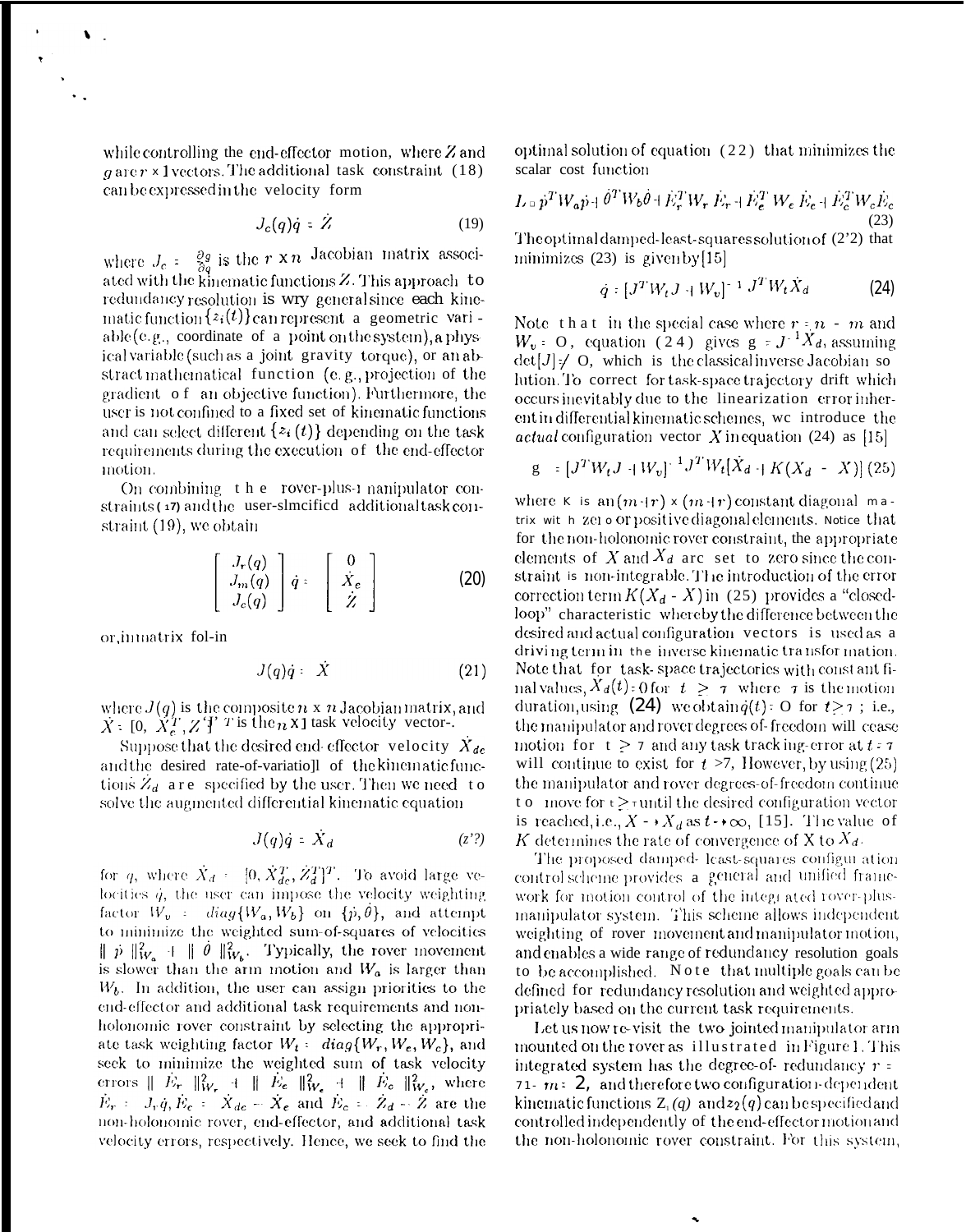while controlling the end-effector motion, where $Z$ and $g$ are $r \times 1$ vectors. The additional task constraint (18) can be expressed in the velocity form

$$J_c(q)\dot{q} = \dot{Z} \tag{19}$$

where $J_c = \frac{\partial g}{\partial q}$ is the $r \times n$ Jacobian matrix associated with the kinematic functions $Z$. This approach to redundancy resolution is very general since each kinematic function $\{z_i(t)\}$ can represent a geometric variable (e.g., coordinate of a point on the system), a physical variable (such as a joint gravity torque), or an abstract mathematical function (e.g., projection of the gradient of an objective function). Furthermore, the user is not confined to a fixed set of kinematic functions and can select different $\{z_i(t)\}$ depending on the task requirements during the execution of the end-effector motion.

On combining the rover-plus-manipulator constraints (17) and the user-specified additional task constraint (19), we obtain

$$\begin{bmatrix} J_r(q) \\ J_m(q) \\ J_c(q) \end{bmatrix} \dot{q} = \begin{bmatrix} 0 \\ \dot{X}_e \\ \dot{Z} \end{bmatrix} \tag{20}$$

or, in matrix form

$$J(q)\dot{q} = \dot{X} \tag{21}$$

where $J(q)$ is the composite $n \times n$ Jacobian matrix, and $\dot{X} = [0, \dot{X}_e^T, \dot{Z}^T]^T$ is the $n \times 1$ task velocity vector.

Suppose that the desired end-effector velocity $\dot{X}_{de}$ and the desired rate-of-variation of the kinematic functions $\dot{Z}_d$ are specified by the user. Then we need to solve the augmented differential kinematic equation

$$J(q)\dot{q} = \dot{X}_d \tag{22}$$

for $\dot{q}$, where $\dot{X}_d = [0, \dot{X}_{de}^T, \dot{Z}_d^T]^T$. To avoid large velocities $\dot{q}$, the user can impose the velocity weighting factor $W_v = diag\{W_a, W_b\}$ on $\{\dot{p}, \dot{\theta}\}$, and attempt to minimize the weighted sum-of-squares of velocities $\| \dot{p} \|_{W_a}^2 + \| \dot{\theta} \|_{W_b}^2$. Typically, the rover movement is slower than the arm motion and $W_a$ is larger than $W_b$. In addition, the user can assign priorities to the end-effector and additional task requirements and non-holonomic rover constraint by selecting the appropriate task weighting factor $W_t = diag\{W_r, W_e, W_c\}$, and seek to minimize the weighted sum of task velocity errors $\| \dot{E}_r \|_{W_r}^2 + \| \dot{E}_e \|_{W_e}^2 + \| \dot{E}_c \|_{W_c}^2$, where $\dot{E}_r = J_r\dot{q}$, $\dot{E}_e = \dot{X}_{de} - \dot{X}_e$ and $\dot{E}_c = \dot{Z}_d - \dot{Z}$ are the non-holonomic rover, end-effector, and additional task velocity errors, respectively. Hence, we seek to find the optimal solution of equation (22) that minimizes the scalar cost function

$$L = \dot{p}^T W_a \dot{p} + \dot{\theta}^T W_b \dot{\theta} + \dot{E}_r^T W_r \dot{E}_r + \dot{E}_e^T W_e \dot{E}_e + \dot{E}_c^T W_c \dot{E}_c \tag{23}$$

The optimal damped-least-squares solution of (22) that minimizes (23) is given by [15]

$$\dot{q} = [J^T W_t J + W_v]^{-1} J^T W_t \dot{X}_d \tag{24}$$

Note that in the special case where $r = n - m$ and $W_v = 0$, equation (24) gives $\dot{q} = J^{-1}\dot{X}_d$, assuming $\det[J] \neq 0$, which is the classical inverse Jacobian solution. To correct for task-space trajectory drift which occurs inevitably due to the linearization error inherent in differential kinematic schemes, we introduce the *actual* configuration vector $X$ in equation (24) as [15]

$$\dot{q} = [J^T W_t J + W_v]^{-1} J^T W_t[\dot{X}_d + K(X_d - X)] \tag{25}$$

where $K$ is an $(m+r) \times (m+r)$ constant diagonal matrix with zero or positive diagonal elements. Notice that for the non-holonomic rover constraint, the appropriate elements of $X$ and $X_d$ are set to zero since the constraint is non-integrable. The introduction of the error correction term $K(X_d - X)$ in (25) provides a "closed-loop" characteristic whereby the difference between the desired and actual configuration vectors is used as a driving term in the inverse kinematic transformation. Note that for task-space trajectories with constant final values, $\dot{X}_d(t) = 0$ for $t \geq \tau$ where $\tau$ is the motion duration, using (24) we obtain $\dot{q}(t) = 0$ for $t \geq \tau$; i.e., the manipulator and rover degrees-of-freedom will cease motion for $t \geq \tau$ and any task tracking-error at $t = \tau$ will continue to exist for $t > \tau$. However, by using (25) the manipulator and rover degrees-of-freedom continue to move for $t \geq \tau$ until the desired configuration vector is reached, i.e., $X \to X_d$ as $t \to \infty$, [15]. The value of $K$ determines the rate of convergence of X to $X_d$.

The proposed damped-least-squares configuration control scheme provides a general and unified framework for motion control of the integrated rover-plus-manipulator system. This scheme allows independent weighting of rover movement and manipulator motion, and enables a wide range of redundancy resolution goals to be accomplished. Note that multiple goals can be defined for redundancy resolution and weighted appropriately based on the current task requirements.

Let us now re-visit the two-jointed manipulator arm mounted on the rover as illustrated in Figure 1. This integrated system has the degree-of-redundancy $r = n - m = 2$, and therefore two configuration-dependent kinematic functions $z_1(q)$ and $z_2(q)$ can be specified and controlled independently of the end-effector motion and the non-holonomic rover constraint. For this system,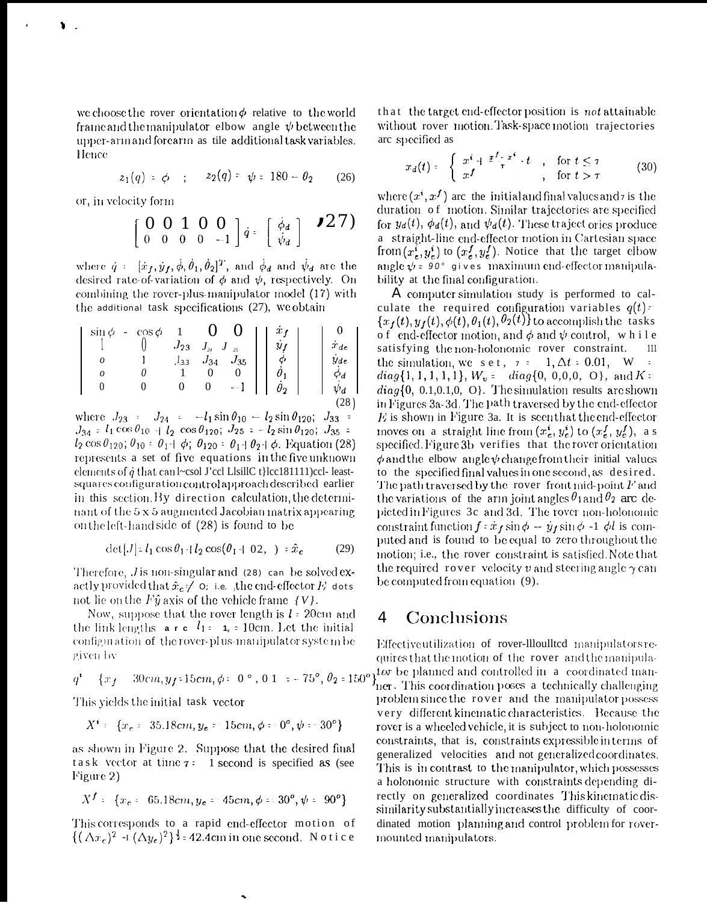we choose the rover orientation $\phi$ relative to the world frame and the manipulator elbow angle $\psi$ between the upper-arm and forearm as the additional task variables. Hence

$$z_1(q) = \phi \quad ; \quad z_2(q) = \psi = 180 - \theta_2 \tag{26}$$

or, in velocity form

$$\begin{bmatrix} 0 & 0 & 1 & 0 & 0 \\ 0 & 0 & 0 & 0 & -1 \end{bmatrix} \dot{q} = \begin{bmatrix} \dot{\phi}_d \\ \dot{\psi}_d \end{bmatrix} \tag{27}$$

where $\dot{q} = [\dot{x}_f, \dot{y}_f, \dot{\phi}, \dot{\theta}_1, \dot{\theta}_2]^T$, and $\dot{\phi}_d$ and $\dot{\psi}_d$ are the desired rate-of-variation of $\phi$ and $\psi$, respectively. On combining the rover-plus-manipulator model (17) with the additional task specifications (27), we obtain

$$\begin{bmatrix} \sin\phi & -\cos\phi & 1 & 0 & 0 \\ 1 & 0 & J_{23} & J_{24} & J_{25} \\ 0 & 1 & J_{33} & J_{34} & J_{35} \\ 0 & 0 & 1 & 0 & 0 \\ 0 & 0 & 0 & 0 & -1 \end{bmatrix} \begin{bmatrix} \dot{x}_f \\ \dot{y}_f \\ \dot{\phi} \\ \dot{\theta}_1 \\ \dot{\theta}_2 \end{bmatrix} = \begin{bmatrix} 0 \\ \dot{x}_{de} \\ \dot{y}_{de} \\ \dot{\phi}_d \\ \dot{\psi}_d \end{bmatrix} \tag{28}$$

where $J_{23} = J_{24} = -l_1 \sin\theta_{10} - l_2 \sin\theta_{120}$; $J_{33} = J_{34} = l_1 \cos\theta_{10} + l_2 \cos\theta_{120}$; $J_{25} = -l_2 \sin\theta_{120}$; $J_{35} = l_2 \cos\theta_{120}$; $\theta_{10} = \theta_1 + \phi$; $\theta_{120} = \theta_1 + \theta_2 + \phi$. Equation (28) represents a set of five equations in the five unknown elements of $\dot{q}$ that can be solved using the damped least-squares configuration control approach described earlier in this section. By direct calculation, the determinant of the 5 x 5 augmented Jacobian matrix appearing on the left-hand side of (28) is found to be

$$\det[J] = l_1 \cos\theta_1 + l_2 \cos(\theta_1 + \theta_2) = \hat{x}_e \tag{29}$$

Therefore, $J$ is non-singular and (28) can be solved exactly provided that $\hat{x}_e \neq 0$; i.e., the end-effector $E$ does not lie on the $F\hat{y}$ axis of the vehicle frame $\{V\}$.

Now, suppose that the rover length is $l = 20$cm and the link lengths are $l_1 = l_2 = 10$cm. Let the initial configuration of the rover-plus-manipulator system be given by

$$q^i = \{x_f = 30cm, y_f = 15cm, \phi = 0°, \theta_1 = -75°, \theta_2 = 150°\}$$

This yields the initial task vector

$$X^i = \{x_e = 35.18cm, y_e = 15cm, \phi = 0°, \psi = 30°\}$$

as shown in Figure 2. Suppose that the desired final task vector at time $\tau = 1$ second is specified as (see Figure 2)

$$X^f = \{x_e = 65.18cm, y_e = 45cm, \phi = 30°, \psi = 90°\}$$

This corresponds to a rapid end-effector motion of $\{(\Delta x_e)^2 + (\Delta y_e)^2\}^{\frac{1}{2}} = 42.4$cm in one second. Notice that the target end-effector position is *not* attainable without rover motion. Task-space motion trajectories are specified as

$$x_d(t) = \begin{cases} x^i + \frac{x^f - x^i}{\tau} \cdot t & , \text{ for } t \leq \tau \\ x^f & , \text{ for } t > \tau \end{cases} \tag{30}$$

where $(x^i, x^f)$ are the initial and final values and $\tau$ is the duration of motion. Similar trajectories are specified for $y_d(t)$, $\phi_d(t)$, and $\psi_d(t)$. These trajectories produce a straight-line end-effector motion in Cartesian space from $(x_e^i, y_e^i)$ to $(x_e^f, y_e^f)$. Notice that the target elbow angle $\psi = 90°$ gives maximum end-effector manipulability at the final configuration.

A computer simulation study is performed to calculate the required configuration variables $q(t) = \{x_f(t), y_f(t), \phi(t), \theta_1(t), \theta_2(t)\}$ to accomplish the tasks of end-effector motion, and $\phi$ and $\psi$ control, while satisfying the non-holonomic rover constraint. In the simulation, we set, $\tau = 1$, $\Delta t = 0.01$, $W = diag\{1, 1, 1, 1, 1\}$, $W_v = diag\{0, 0,0,0, 0\}$, and $K = diag\{0, 0.1,0.1,0, 0\}$. The simulation results are shown in Figures 3a-3d. The path traversed by the end-effector $E$ is shown in Figure 3a. It is seen that the end-effector moves on a straight line from $(x_e^i, y_e^i)$ to $(x_e^f, y_e^f)$, as specified. Figure 3b verifies that the rover orientation $\phi$ and the elbow angle $\psi$ change from their initial values to the specified final values in one second, as desired. The path traversed by the rover front mid-point $F$ and the variations of the arm joint angles $\theta_1$ and $\theta_2$ are depicted in Figures 3c and 3d. The rover non-holonomic constraint function $f = \dot{x}_f \sin\phi - \dot{y}_f \sin\phi + \dot{\phi}l$ is computed and is found to be equal to zero throughout the motion; i.e., the rover constraint is satisfied. Note that the required rover velocity $v$ and steering angle $\gamma$ can be computed from equation (9).

## 4 Conclusions

Effective utilization of rover-mounted manipulators requires that the motion of the rover and the manipulator be planned and controlled in a coordinated manner. This coordination poses a technically challenging problem since the rover and the manipulator possess very different kinematic characteristics. Because the rover is a wheeled vehicle, it is subject to non-holonomic constraints, that is, constraints expressible in terms of generalized velocities and not generalized coordinates. This is in contrast to the manipulator, which possesses a holonomic structure with constraints depending directly on generalized coordinates. This kinematic dissimilarity substantially increases the difficulty of coordinated motion planning and control problem for rover-mounted manipulators.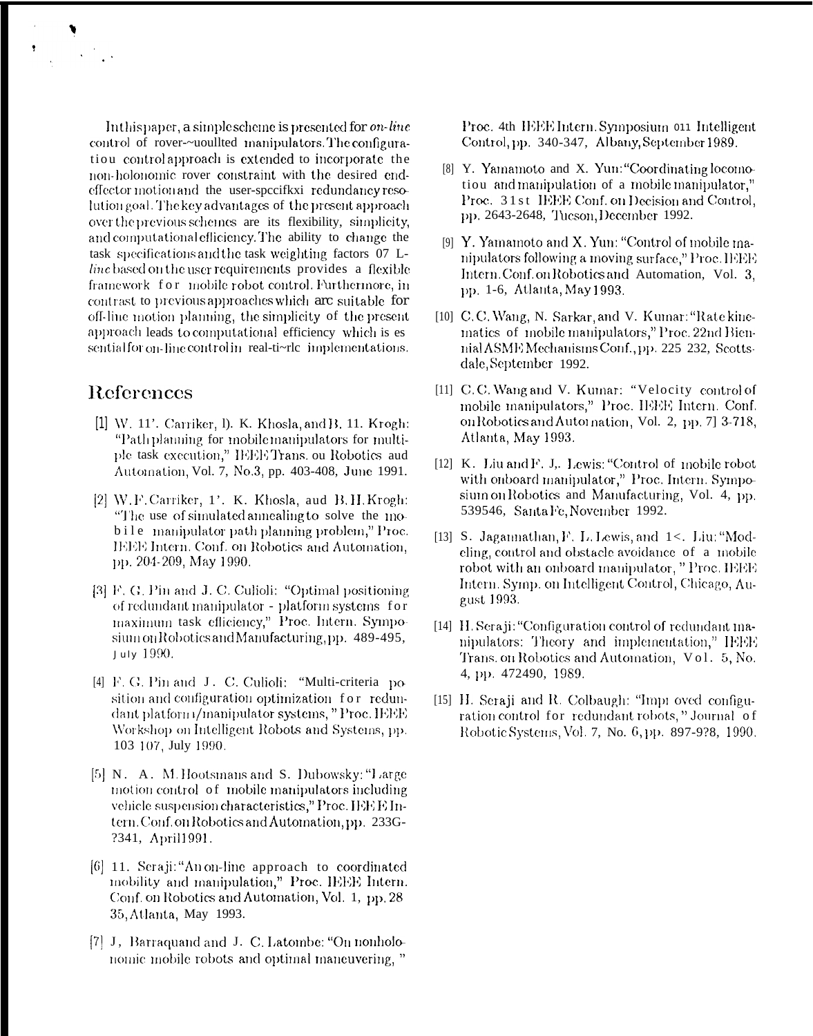In this paper, a simple scheme is presented for *on-line* control of rover-mounted manipulators. The configuration control approach is extended to incorporate the non-holonomic rover constraint with the desired end-effector motion and the user-specified redundancy resolution goal. The key advantages of the present approach over the previous schemes are its flexibility, simplicity, and computational efficiency. The ability to change the task specifications and the task weighting factors *on-line* based on the user requirements provides a flexible framework for mobile robot control. Furthermore, in contrast to previous approaches which are suitable for off-line motion planning, the simplicity of the present approach leads to computational efficiency which is essential for on-line control in real-time implementations.

## References

[1] W. F. Carriker, P. K. Khosla, and B. H. Krogh: "Path planning for mobile manipulators for multiple task execution," IEEE Trans. on Robotics and Automation, Vol. 7, No.3, pp. 403-408, June 1991.

[2] W. F. Carriker, P. K. Khosla, and B. H. Krogh: "The use of simulated annealing to solve the mobile manipulator path planning problem," Proc. IEEE Intern. Conf. on Robotics and Automation, pp. 204-209, May 1990.

[3] F. G. Pin and J. C. Culioli: "Optimal positioning of redundant manipulator - platform systems for maximum task efficiency," Proc. Intern. Symposium on Robotics and Manufacturing, pp. 489-495, July 1990.

[4] F. G. Pin and J. C. Culioli: "Multi-criteria position and configuration optimization for redundant platform/manipulator systems," Proc. IEEE Workshop on Intelligent Robots and Systems, pp. 103-107, July 1990.

[5] N. A. M. Hootsmans and S. Dubowsky: "Large motion control of mobile manipulators including vehicle suspension characteristics," Proc. IEEE Intern. Conf. on Robotics and Automation, pp. 2336-2341, April 1991.

[6] H. Seraji: "An on-line approach to coordinated mobility and manipulation," Proc. IEEE Intern. Conf. on Robotics and Automation, Vol. 1, pp. 28-35, Atlanta, May 1993.

[7] J. Barraquand and J. C. Latombe: "On nonholonomic mobile robots and optimal maneuvering," Proc. 4th IEEE Intern. Symposium on Intelligent Control, pp. 340-347, Albany, September 1989.

[8] Y. Yamamoto and X. Yun: "Coordinating locomotion and manipulation of a mobile manipulator," Proc. 31st IEEE Conf. on Decision and Control, pp. 2643-2648, Tucson, December 1992.

[9] Y. Yamamoto and X. Yun: "Control of mobile manipulators following a moving surface," Proc. IEEE Intern. Conf. on Robotics and Automation, Vol. 3, pp. 1-6, Atlanta, May 1993.

[10] C. C. Wang, N. Sarkar, and V. Kumar: "Rate kinematics of mobile manipulators," Proc. 22nd Biennial ASME Mechanisms Conf., pp. 225-232, Scottsdale, September 1992.

[11] C. C. Wang and V. Kumar: "Velocity control of mobile manipulators," Proc. IEEE Intern. Conf. on Robotics and Automation, Vol. 2, pp. 713-718, Atlanta, May 1993.

[12] K. Liu and F. L. Lewis: "Control of mobile robot with onboard manipulator," Proc. Intern. Symposium on Robotics and Manufacturing, Vol. 4, pp. 539-546, Santa Fe, November 1992.

[13] S. Jagannathan, F. L. Lewis, and K. Liu: "Modeling, control and obstacle avoidance of a mobile robot with an onboard manipulator," Proc. IEEE Intern. Symp. on Intelligent Control, Chicago, August 1993.

[14] H. Seraji: "Configuration control of redundant manipulators: Theory and implementation," IEEE Trans. on Robotics and Automation, Vol. 5, No. 4, pp. 472-490, 1989.

[15] H. Seraji and R. Colbaugh: "Improved configuration control for redundant robots," Journal of Robotic Systems, Vol. 7, No. 6, pp. 897-928, 1990.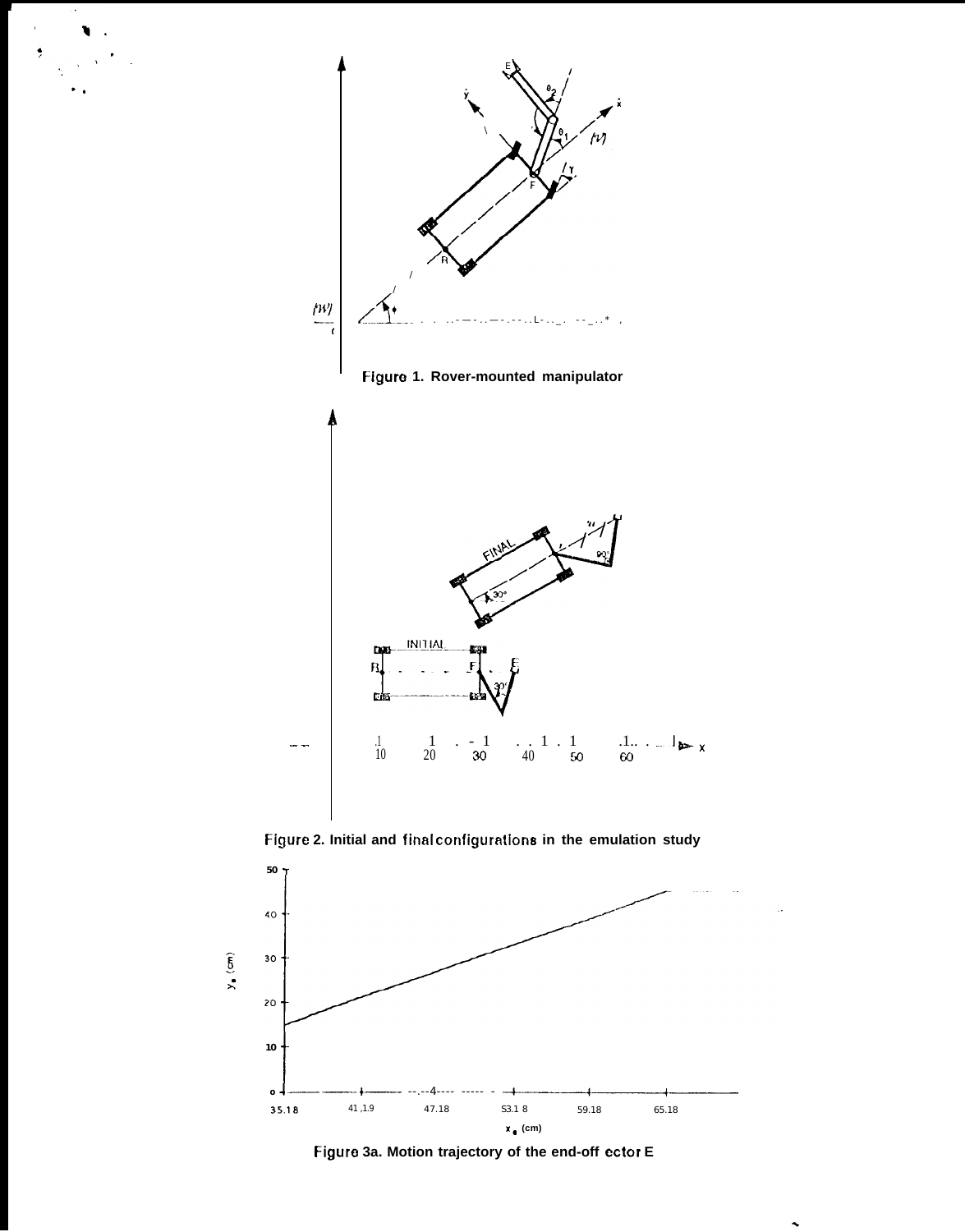Figure 1. Rover-mounted manipulator

Figure 2. Initial and final configurations in the emulation study

50
40
30
20
10
0
35.18
41.19
47.18
53.18
59.18
65.18
$x_e$ (cm)
$y_e$ (cm)

Figure 3a. Motion trajectory of the end-effector E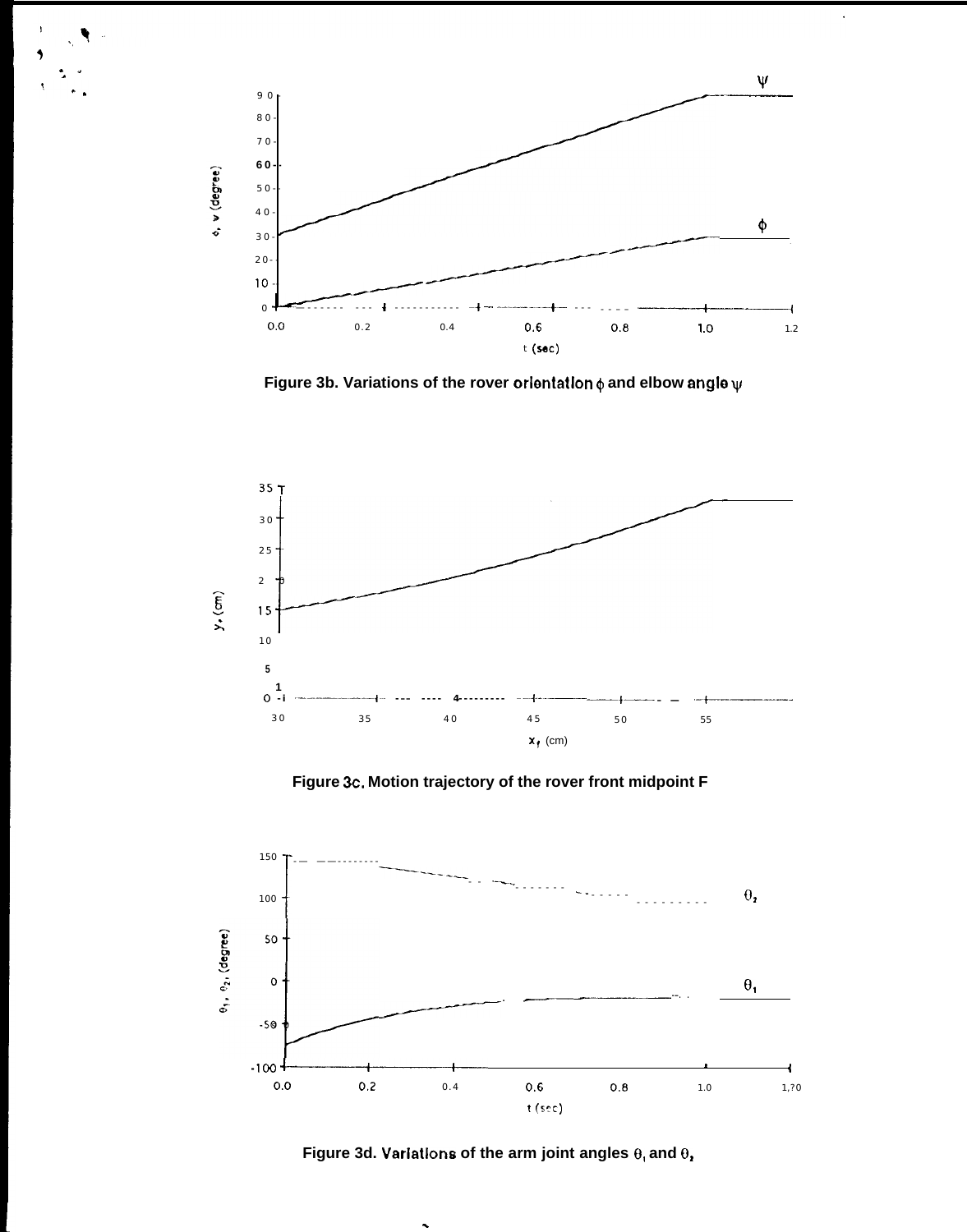ψ

90
80
70
60
50
40
30
20
10
0

φ, ψ (degree)

φ

0.0 0.2 0.4 0.6 0.8 1.0 1.2

t (sec)

**Figure 3b. Variations of the rover orientation $\phi$ and elbow angle $\psi$**

35
30
25
20
15
10
5
0

$y_f$ (cm)

30 35 40 45 50 55

$x_f$ (cm)

**Figure 3c. Motion trajectory of the rover front midpoint F**

150
100
50
0
-50
-100

$\theta_1$, $\theta_2$, (degree)

$\theta_2$

$\theta_1$

0.0 0.2 0.4 0.6 0.8 1.0 1.20

t (sec)

**Figure 3d. Variations of the arm joint angles $\theta_1$ and $\theta_2$**